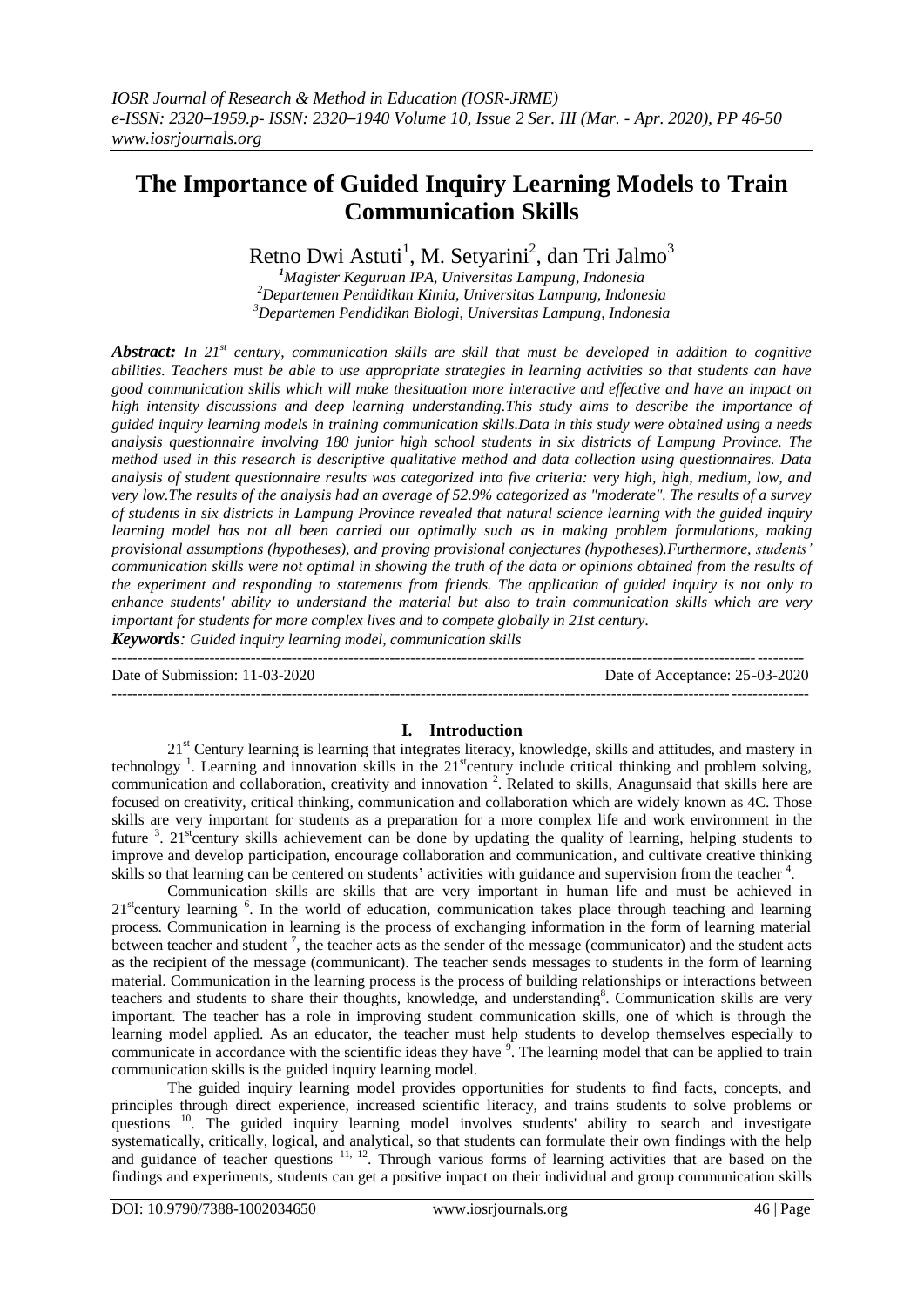# The Importance of Guided Inquiry Learning Models to Train Communication Skills

Retno Dwi Astuti[1], M. Setyarini[2], dan Tri Jalmo[3]

[1]*Magister Keguruan IPA, Universitas Lampung, Indonesia*
[2]*Departemen Pendidikan Kimia, Universitas Lampung, Indonesia*
[3]*Departemen Pendidikan Biologi, Universitas Lampung, Indonesia*

***Abstract:*** *In 21st century, communication skills are skill that must be developed in addition to cognitive abilities. Teachers must be able to use appropriate strategies in learning activities so that students can have good communication skills which will make thesituation more interactive and effective and have an impact on high intensity discussions and deep learning understanding.This study aims to describe the importance of guided inquiry learning models in training communication skills.Data in this study were obtained using a needs analysis questionnaire involving 180 junior high school students in six districts of Lampung Province. The method used in this research is descriptive qualitative method and data collection using questionnaires. Data analysis of student questionnaire results was categorized into five criteria: very high, high, medium, low, and very low.The results of the analysis had an average of 52.9% categorized as "moderate". The results of a survey of students in six districts in Lampung Province revealed that natural science learning with the guided inquiry learning model has not all been carried out optimally such as in making problem formulations, making provisional assumptions (hypotheses), and proving provisional conjectures (hypotheses).Furthermore, students' communication skills were not optimal in showing the truth of the data or opinions obtained from the results of the experiment and responding to statements from friends. The application of guided inquiry is not only to enhance students' ability to understand the material but also to train communication skills which are very important for students for more complex lives and to compete globally in 21st century.*

***Keywords****: Guided inquiry learning model, communication skills*

---

Date of Submission: 11-03-2020 Date of Acceptance: 25-03-2020

---

## I. Introduction

21st Century learning is learning that integrates literacy, knowledge, skills and attitudes, and mastery in technology [1]. Learning and innovation skills in the 21stcentury include critical thinking and problem solving, communication and collaboration, creativity and innovation [2]. Related to skills, Anagunsaid that skills here are focused on creativity, critical thinking, communication and collaboration which are widely known as 4C. Those skills are very important for students as a preparation for a more complex life and work environment in the future [3]. 21stcentury skills achievement can be done by updating the quality of learning, helping students to improve and develop participation, encourage collaboration and communication, and cultivate creative thinking skills so that learning can be centered on students' activities with guidance and supervision from the teacher [4].

Communication skills are skills that are very important in human life and must be achieved in 21stcentury learning [6]. In the world of education, communication takes place through teaching and learning process. Communication in learning is the process of exchanging information in the form of learning material between teacher and student [7], the teacher acts as the sender of the message (communicator) and the student acts as the recipient of the message (communicant). The teacher sends messages to students in the form of learning material. Communication in the learning process is the process of building relationships or interactions between teachers and students to share their thoughts, knowledge, and understanding[8]. Communication skills are very important. The teacher has a role in improving student communication skills, one of which is through the learning model applied. As an educator, the teacher must help students to develop themselves especially to communicate in accordance with the scientific ideas they have [9]. The learning model that can be applied to train communication skills is the guided inquiry learning model.

The guided inquiry learning model provides opportunities for students to find facts, concepts, and principles through direct experience, increased scientific literacy, and trains students to solve problems or questions [10]. The guided inquiry learning model involves students' ability to search and investigate systematically, critically, logical, and analytical, so that students can formulate their own findings with the help and guidance of teacher questions [11, 12]. Through various forms of learning activities that are based on the findings and experiments, students can get a positive impact on their individual and group communication skills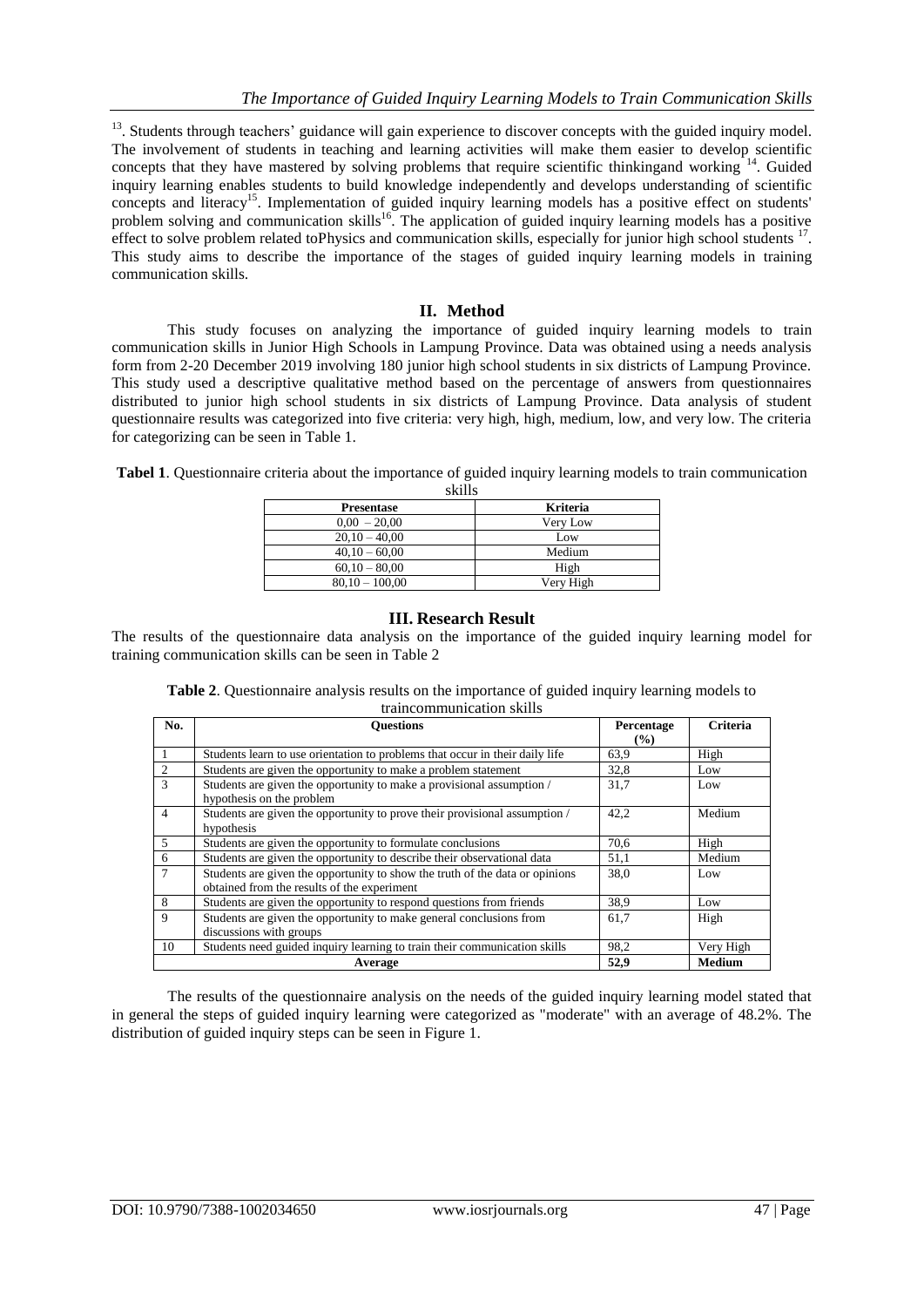[13]. Students through teachers' guidance will gain experience to discover concepts with the guided inquiry model. The involvement of students in teaching and learning activities will make them easier to develop scientific concepts that they have mastered by solving problems that require scientific thinkingand working [14]. Guided inquiry learning enables students to build knowledge independently and develops understanding of scientific concepts and literacy[15]. Implementation of guided inquiry learning models has a positive effect on students' problem solving and communication skills[16]. The application of guided inquiry learning models has a positive effect to solve problem related toPhysics and communication skills, especially for junior high school students [17]. This study aims to describe the importance of the stages of guided inquiry learning models in training communication skills.

## II. Method

This study focuses on analyzing the importance of guided inquiry learning models to train communication skills in Junior High Schools in Lampung Province. Data was obtained using a needs analysis form from 2-20 December 2019 involving 180 junior high school students in six districts of Lampung Province. This study used a descriptive qualitative method based on the percentage of answers from questionnaires distributed to junior high school students in six districts of Lampung Province. Data analysis of student questionnaire results was categorized into five criteria: very high, high, medium, low, and very low. The criteria for categorizing can be seen in Table 1.

**Tabel 1**. Questionnaire criteria about the importance of guided inquiry learning models to train communication skills

| Presentase | Kriteria |
|---|---|
| 0,00 – 20,00 | Very Low |
| 20,10 – 40,00 | Low |
| 40,10 – 60,00 | Medium |
| 60,10 – 80,00 | High |
| 80,10 – 100,00 | Very High |

## III. Research Result

The results of the questionnaire data analysis on the importance of the guided inquiry learning model for training communication skills can be seen in Table 2

**Table 2**. Questionnaire analysis results on the importance of guided inquiry learning models to traincommunication skills

| No. | Questions | Percentage (%) | Criteria |
|---|---|---|---|
| 1 | Students learn to use orientation to problems that occur in their daily life | 63,9 | High |
| 2 | Students are given the opportunity to make a problem statement | 32,8 | Low |
| 3 | Students are given the opportunity to make a provisional assumption / hypothesis on the problem | 31,7 | Low |
| 4 | Students are given the opportunity to prove their provisional assumption / hypothesis | 42,2 | Medium |
| 5 | Students are given the opportunity to formulate conclusions | 70,6 | High |
| 6 | Students are given the opportunity to describe their observational data | 51,1 | Medium |
| 7 | Students are given the opportunity to show the truth of the data or opinions obtained from the results of the experiment | 38,0 | Low |
| 8 | Students are given the opportunity to respond questions from friends | 38,9 | Low |
| 9 | Students are given the opportunity to make general conclusions from discussions with groups | 61,7 | High |
| 10 | Students need guided inquiry learning to train their communication skills | 98,2 | Very High |
| **Average** | | **52,9** | **Medium** |

The results of the questionnaire analysis on the needs of the guided inquiry learning model stated that in general the steps of guided inquiry learning were categorized as "moderate" with an average of 48.2%. The distribution of guided inquiry steps can be seen in Figure 1.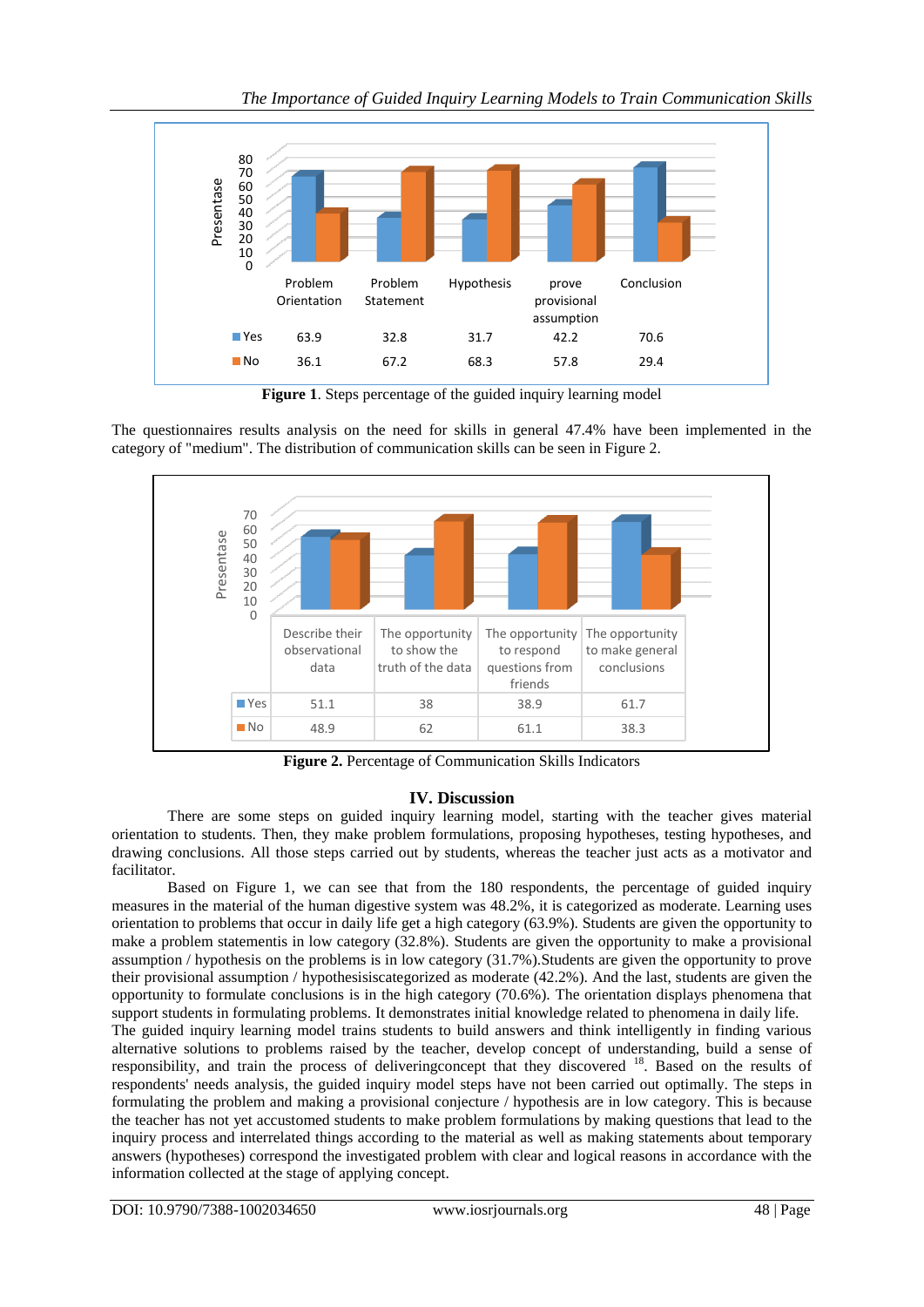| | Problem Orientation | Problem Statement | Hypothesis | prove provisional assumption | Conclusion |
|---|---|---|---|---|---|
| Yes | 63.9 | 32.8 | 31.7 | 42.2 | 70.6 |
| No | 36.1 | 67.2 | 68.3 | 57.8 | 29.4 |

**Figure 1**. Steps percentage of the guided inquiry learning model

The questionnaires results analysis on the need for skills in general 47.4% have been implemented in the category of "medium". The distribution of communication skills can be seen in Figure 2.

| | Describe their observational data | The opportunity to show the truth of the data | The opportunity to respond questions from friends | The opportunity to make general conclusions |
|---|---|---|---|---|
| Yes | 51.1 | 38 | 38.9 | 61.7 |
| No | 48.9 | 62 | 61.1 | 38.3 |

**Figure 2.** Percentage of Communication Skills Indicators

## IV. Discussion

There are some steps on guided inquiry learning model, starting with the teacher gives material orientation to students. Then, they make problem formulations, proposing hypotheses, testing hypotheses, and drawing conclusions. All those steps carried out by students, whereas the teacher just acts as a motivator and facilitator.

Based on Figure 1, we can see that from the 180 respondents, the percentage of guided inquiry measures in the material of the human digestive system was 48.2%, it is categorized as moderate. Learning uses orientation to problems that occur in daily life get a high category (63.9%). Students are given the opportunity to make a problem statementis in low category (32.8%). Students are given the opportunity to make a provisional assumption / hypothesis on the problems is in low category (31.7%).Students are given the opportunity to prove their provisional assumption / hypothesisiscategorized as moderate (42.2%). And the last, students are given the opportunity to formulate conclusions is in the high category (70.6%). The orientation displays phenomena that support students in formulating problems. It demonstrates initial knowledge related to phenomena in daily life.
The guided inquiry learning model trains students to build answers and think intelligently in finding various alternative solutions to problems raised by the teacher, develop concept of understanding, build a sense of responsibility, and train the process of deliveringconcept that they discovered [18]. Based on the results of respondents' needs analysis, the guided inquiry model steps have not been carried out optimally. The steps in formulating the problem and making a provisional conjecture / hypothesis are in low category. This is because the teacher has not yet accustomed students to make problem formulations by making questions that lead to the inquiry process and interrelated things according to the material as well as making statements about temporary answers (hypotheses) correspond the investigated problem with clear and logical reasons in accordance with the information collected at the stage of applying concept.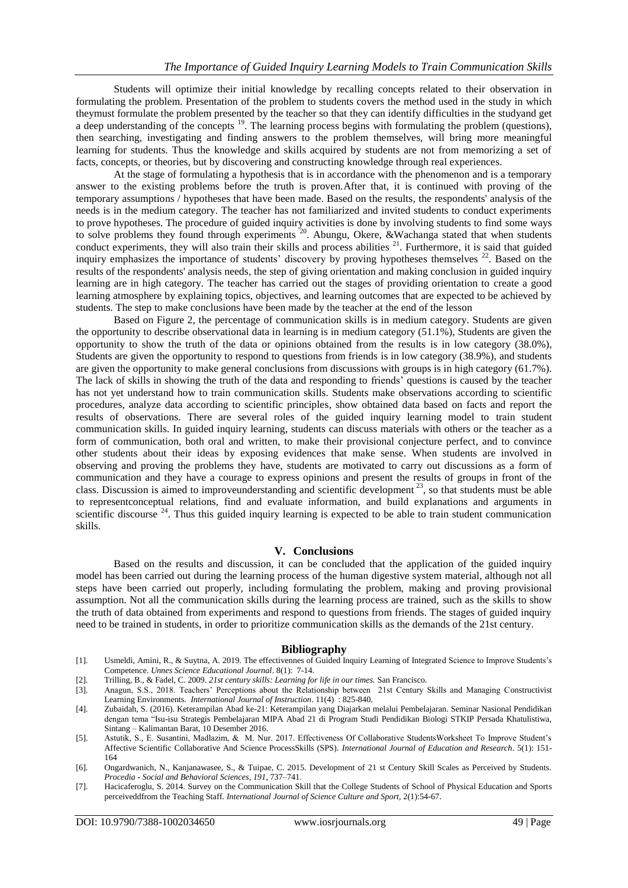Students will optimize their initial knowledge by recalling concepts related to their observation in formulating the problem. Presentation of the problem to students covers the method used in the study in which theymust formulate the problem presented by the teacher so that they can identify difficulties in the studyand get a deep understanding of the concepts [19]. The learning process begins with formulating the problem (questions), then searching, investigating and finding answers to the problem themselves, will bring more meaningful learning for students. Thus the knowledge and skills acquired by students are not from memorizing a set of facts, concepts, or theories, but by discovering and constructing knowledge through real experiences.

At the stage of formulating a hypothesis that is in accordance with the phenomenon and is a temporary answer to the existing problems before the truth is proven.After that, it is continued with proving of the temporary assumptions / hypotheses that have been made. Based on the results, the respondents' analysis of the needs is in the medium category. The teacher has not familiarized and invited students to conduct experiments to prove hypotheses. The procedure of guided inquiry activities is done by involving students to find some ways to solve problems they found through experiments [20]. Abungu, Okere, &Wachanga stated that when students conduct experiments, they will also train their skills and process abilities [21]. Furthermore, it is said that guided inquiry emphasizes the importance of students' discovery by proving hypotheses themselves [22]. Based on the results of the respondents' analysis needs, the step of giving orientation and making conclusion in guided inquiry learning are in high category. The teacher has carried out the stages of providing orientation to create a good learning atmosphere by explaining topics, objectives, and learning outcomes that are expected to be achieved by students. The step to make conclusions have been made by the teacher at the end of the lesson

Based on Figure 2, the percentage of communication skills is in medium category. Students are given the opportunity to describe observational data in learning is in medium category (51.1%), Students are given the opportunity to show the truth of the data or opinions obtained from the results is in low category (38.0%), Students are given the opportunity to respond to questions from friends is in low category (38.9%), and students are given the opportunity to make general conclusions from discussions with groups is in high category (61.7%). The lack of skills in showing the truth of the data and responding to friends' questions is caused by the teacher has not yet understand how to train communication skills. Students make observations according to scientific procedures, analyze data according to scientific principles, show obtained data based on facts and report the results of observations. There are several roles of the guided inquiry learning model to train student communication skills. In guided inquiry learning, students can discuss materials with others or the teacher as a form of communication, both oral and written, to make their provisional conjecture perfect, and to convince other students about their ideas by exposing evidences that make sense. When students are involved in observing and proving the problems they have, students are motivated to carry out discussions as a form of communication and they have a courage to express opinions and present the results of groups in front of the class. Discussion is aimed to improveunderstanding and scientific development [23], so that students must be able to representconceptual relations, find and evaluate information, and build explanations and arguments in scientific discourse [24]. Thus this guided inquiry learning is expected to be able to train student communication skills.

## V. Conclusions

Based on the results and discussion, it can be concluded that the application of the guided inquiry model has been carried out during the learning process of the human digestive system material, although not all steps have been carried out properly, including formulating the problem, making and proving provisional assumption. Not all the communication skills during the learning process are trained, such as the skills to show the truth of data obtained from experiments and respond to questions from friends. The stages of guided inquiry need to be trained in students, in order to prioritize communication skills as the demands of the 21st century.

## Bibliography

[1]. Usmeldi, Amini, R., & Suytna, A. 2019. The effectivennes of Guided Inquiry Learning of Integrated Science to Improve Students's Competence. *Unnes Science Educational Journal*. 8(1): 7-14.

[2]. Trilling, B., & Fadel, C. 2009. *21st century skills: Learning for life in our times.* San Francisco.

[3]. Anagun, S.S., 2018. Teachers' Perceptions about the Relationship between 21st Century Skills and Managing Constructivist Learning Environments. *International Journal of Instruction*. 11(4) : 825-840.

[4]. Zubaidah, S. (2016). Keterampilan Abad ke-21: Keterampilan yang Diajarkan melalui Pembelajaran. Seminar Nasional Pendidikan dengan tema "Isu-isu Strategis Pembelajaran MIPA Abad 21 di Program Studi Pendidikan Biologi STKIP Persada Khatulistiwa, Sintang – Kalimantan Barat, 10 Desember 2016.

[5]. Astutik, S., E. Susantini, Madlazim, & M. Nur. 2017. Effectiveness Of Collaborative StudentsWorksheet To Improve Student's Affective Scientific Collaborative And Science ProcessSkills (SPS). *International Journal of Education and Research*. 5(1): 151-164

[6]. Ongardwanich, N., Kanjanawasee, S., & Tuipae, C. 2015. Development of 21 st Century Skill Scales as Perceived by Students. *Procedia - Social and Behavioral Sciences, 191*, 737–741.

[7]. Hacicaferoglu, S. 2014. Survey on the Communication Skill that the College Students of School of Physical Education and Sports perceiveddfrom the Teaching Staff. *International Journal of Science Culture and Sport*, 2(1):54-67.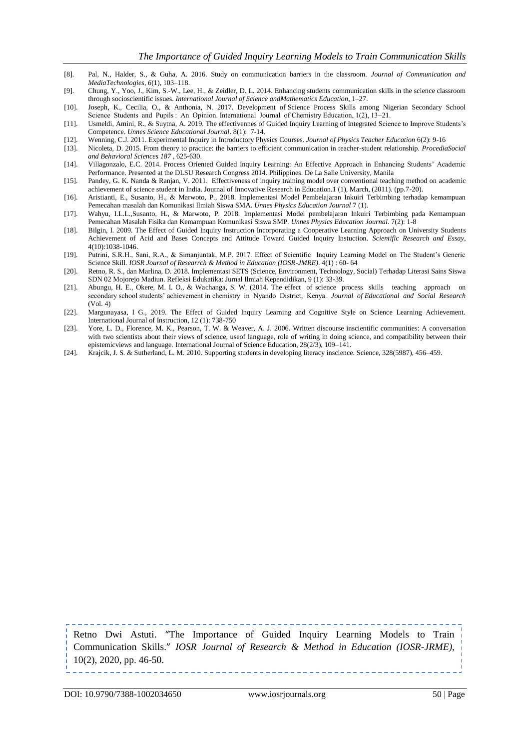[8]. Pal, N., Halder, S., & Guha, A. 2016. Study on communication barriers in the classroom. *Journal of Communication and MediaTechnologies, 6*(1), 103–118.

[9]. Chung, Y., Yoo, J., Kim, S.-W., Lee, H., & Zeidler, D. L. 2014. Enhancing students communication skills in the science classroom through socioscientific issues. *International Journal of Science andMathematics Education*, 1–27.

[10]. Joseph, K., Cecilia, O., & Anthonia, N. 2017. Development of Science Process Skills among Nigerian Secondary School Science Students and Pupils : An Opinion. International Journal of Chemistry Education, 1(2), 13–21.

[11]. Usmeldi, Amini, R., & Suytna, A. 2019. The effectivennes of Guided Inquiry Learning of Integrated Science to Improve Students's Competence. *Unnes Science Educational Journal*. 8(1): 7-14.

[12]. Wenning, C.J. 2011. Experimental Inquiry in Introductory Physics Courses. *Journal of Physics Teacher Education* 6(2): 9-16

[13]. Nicoleta, D. 2015. From theory to practice: the barriers to efficient communication in teacher-student relationship. *ProcediaSocial and Behavioral Sciences 187* , 625-630.

[14]. Villagonzalo, E.C. 2014. Process Oriented Guided Inquiry Learning: An Effective Approach in Enhancing Students' Academic Performance. Presented at the DLSU Research Congress 2014. Philippines. De La Salle University, Manila

[15]. Pandey, G. K. Nanda & Ranjan, V. 2011. Effectiveness of inquiry training model over conventional teaching method on academic achievement of science student in India. Journal of Innovative Research in Education.1 (1), March, (2011). (pp.7-20).

[16]. Aristianti, E., Susanto, H., & Marwoto, P., 2018. Implementasi Model Pembelajaran Inkuiri Terbimbing terhadap kemampuan Pemecahan masalah dan Komunikasi Ilmiah Siswa SMA. *Unnes Physics Education Journal* 7 (1).

[17]. Wahyu, I.L.L.,Susanto, H., & Marwoto, P. 2018. Implementasi Model pembelajaran Inkuiri Terbimbing pada Kemampuan Pemecahan Masalah Fisika dan Kemampuan Komunikasi Siswa SMP. *Unnes Physics Education Journal*. 7(2): 1-8

[18]. Bilgin, I. 2009. The Effect of Guided Inquiry Instruction Incorporating a Cooperative Learning Approach on University Students Achievement of Acid and Bases Concepts and Attitude Toward Guided Inquiry Instuction. *Scientific Research and Essay*, 4(10):1038-1046.

[19]. Putrini, S.R.H., Sani, R.A., & Simanjuntak, M.P. 2017. Effect of Scientific Inquiry Learning Model on The Student's Generic Science Skill. *IOSR Journal of Researrch & Method in Education (IOSR-JMRE)*. 4(1) : 60- 64

[20]. Retno, R. S., dan Marlina, D. 2018. Implementasi SETS (Science, Environment, Technology, Social) Terhadap Literasi Sains Siswa SDN 02 Mojorejo Madiun. Refleksi Edukatika: Jurnal Ilmiah Kependidikan, 9 (1): 33-39.

[21]. Abungu, H. E., Okere, M. I. O., & Wachanga, S. W. (2014. The effect of science process skills teaching approach on secondary school students' achievement in chemistry in Nyando District, Kenya. *Journal of Educational and Social Research* (Vol. 4)

[22]. Margunayasa, I G., 2019. The Effect of Guided Inquiry Learning and Cognitive Style on Science Learning Achievement. International Journal of Instruction, 12 (1): 738-750

[23]. Yore, L. D., Florence, M. K., Pearson, T. W. & Weaver, A. J. 2006. Written discourse inscientific communities: A conversation with two scientists about their views of science, useof language, role of writing in doing science, and compatibility between their epistemicviews and language. International Journal of Science Education, 28(2/3), 109–141.

[24]. Krajcik, J. S. & Sutherland, L. M. 2010. Supporting students in developing literacy inscience. Science, 328(5987), 456–459.

Retno Dwi Astuti. "The Importance of Guided Inquiry Learning Models to Train Communication Skills." *IOSR Journal of Research & Method in Education (IOSR-JRME)*, 10(2), 2020, pp. 46-50.